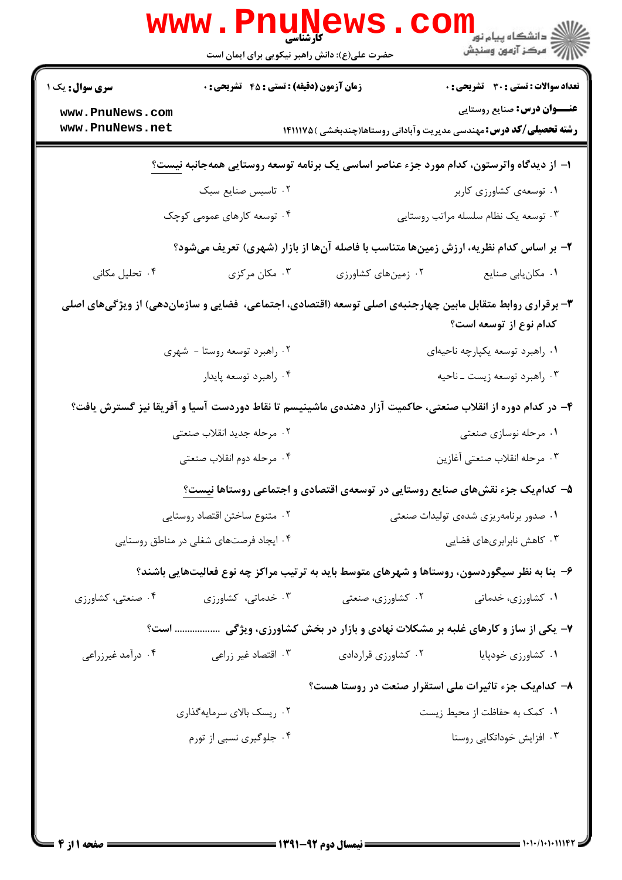**سری سوال:** یک ۱

**زمان آزمون (دقیقه) : تستی : ۴۵ تشریحی : ۰**

**تعداد سوالات : تستی : ۳۰ تشریحی : ۰**

**عنـــوان درس:** صنایع روستایی

**رشته تحصیلی/کد درس:** مهندسی مدیریت وآبادانی روستاها(چندبخشی ) ۱۴۱۱۱۷۵

**۱- از دیدگاه واترستون، کدام مورد جزء عناصر اساسی یک برنامه توسعه روستایی همه‌جانبه نیست؟**

۱. توسعه‌ی کشاورزی کاربر
۲. تاسیس صنایع سبک
۳. توسعه یک نظام سلسله مراتب روستایی
۴. توسعه کارهای عمومی کوچک

**۲- بر اساس کدام نظریه، ارزش زمین‌ها متناسب با فاصله آن‌ها از بازار (شهری) تعریف می‌شود؟**

۱. مکان‌یابی صنایع
۲. زمین‌های کشاورزی
۳. مکان مرکزی
۴. تحلیل مکانی

**۳- برقراری روابط متقابل مابین چهارجنبه‌ی اصلی توسعه (اقتصادی، اجتماعی، فضایی و سازمان‌دهی) از ویژگی‌های اصلی کدام نوع از توسعه است؟**

۱. راهبرد توسعه یکپارچه ناحیه‌ای
۲. راهبرد توسعه روستا - شهری
۳. راهبرد توسعه زیست ـ ناحیه
۴. راهبرد توسعه پایدار

**۴- در کدام دوره از انقلاب صنعتی، حاکمیت آزار دهنده‌ی ماشینیسم تا نقاط دوردست آسیا و آفریقا نیز گسترش یافت؟**

۱. مرحله نوسازی صنعتی
۲. مرحله جدید انقلاب صنعتی
۳. مرحله انقلاب صنعتی آغازین
۴. مرحله دوم انقلاب صنعتی

**۵- کدام‌یک جزء نقش‌های صنایع روستایی در توسعه‌ی اقتصادی و اجتماعی روستاها نیست؟**

۱. صدور برنامه‌ریزی شده‌ی تولیدات صنعتی
۲. متنوع ساختن اقتصاد روستایی
۳. کاهش نابرابری‌های فضایی
۴. ایجاد فرصت‌های شغلی در مناطق روستایی

**۶- بنا به نظر سیگوردسون، روستاها و شهرهای متوسط باید به ترتیب مراکز چه نوع فعالیت‌هایی باشند؟**

۱. کشاورزی، خدماتی
۲. کشاورزی، صنعتی
۳. خدماتی، کشاورزی
۴. صنعتی، کشاورزی

**۷- یکی از ساز و کارهای غلبه بر مشکلات نهادی و بازار در بخش کشاورزی، ویژگی ................. است؟**

۱. کشاورزی خودپایا
۲. کشاورزی قراردادی
۳. اقتصاد غیر زراعی
۴. درآمد غیرزراعی

**۸- کدام‌یک جزء تاثیرات ملی استقرار صنعت در روستا هست؟**

۱. کمک به حفاظت از محیط زیست
۲. ریسک بالای سرمایه‌گذاری
۳. افزایش خوداتکایی روستا
۴. جلوگیری نسبی از تورم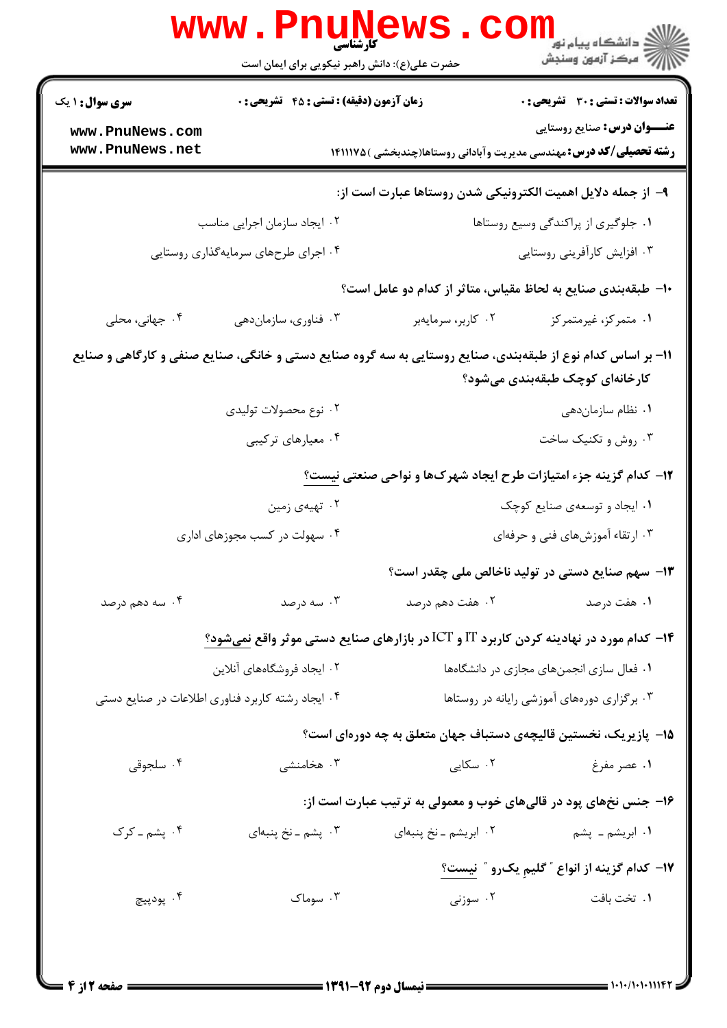۹- از جمله دلایل اهمیت الکترونیکی شدن روستاها عبارت است از:

۱. جلوگیری از پراکندگی وسیع روستاها

۲. ایجاد سازمان اجرایی مناسب

۳. افزایش کارآفرینی روستایی

۴. اجرای طرح‌های سرمایه‌گذاری روستایی

۱۰- طبقه‌بندی صنایع به لحاظ مقیاس، متاثر از کدام دو عامل است؟

۱. متمرکز، غیرمتمرکز

۲. کاربر، سرمایه‌بر

۳. فناوری، سازمان‌دهی

۴. جهانی، محلی

۱۱- بر اساس کدام نوع از طبقه‌بندی، صنایع روستایی به سه گروه صنایع دستی و خانگی، صنایع صنفی و کارگاهی و صنایع کارخانه‌ای کوچک طبقه‌بندی می‌شود؟

۱. نظام سازمان‌دهی

۲. نوع محصولات تولیدی

۳. روش و تکنیک ساخت

۴. معیارهای ترکیبی

۱۲- کدام گزینه جزء امتیازات طرح ایجاد شهرک‌ها و نواحی صنعتی نیست؟

۱. ایجاد و توسعه‌ی صنایع کوچک

۲. تهیه‌ی زمین

۳. ارتقاء آموزش‌های فنی و حرفه‌ای

۴. سهولت در کسب مجوزهای اداری

۱۳- سهم صنایع دستی در تولید ناخالص ملی چقدر است؟

۱. هفت درصد

۲. هفت دهم درصد

۳. سه درصد

۴. سه دهم درصد

۱۴- کدام مورد در نهادینه کردن کاربرد IT و ICT در بازارهای صنایع دستی موثر واقع نمی‌شود؟

۱. فعال سازی انجمن‌های مجازی در دانشگاهها

۲. ایجاد فروشگاه‌های آنلاین

۳. برگزاری دوره‌های آموزشی رایانه در روستاها

۴. ایجاد رشته کاربرد فناوری اطلاعات در صنایع دستی

۱۵- پازیریک، نخستین قالیچه‌ی دستباف جهان متعلق به چه دوره‌ای است؟

۱. عصر مفرغ

۲. سکایی

۳. هخامنشی

۴. سلجوقی

۱۶- جنس نخ‌های پود در قالی‌های خوب و معمولی به ترتیب عبارت است از:

۱. ابریشم ـ پشم

۲. ابریشم ـ نخ پنبه‌ای

۳. پشم ـ نخ پنبه‌ای

۴. پشم ـ کرک

۱۷- کدام گزینه از انواع " گلیمِ یک‌رو " نیست؟

۱. تخت بافت

۲. سوزنی

۳. سوماک

۴. پودپیچ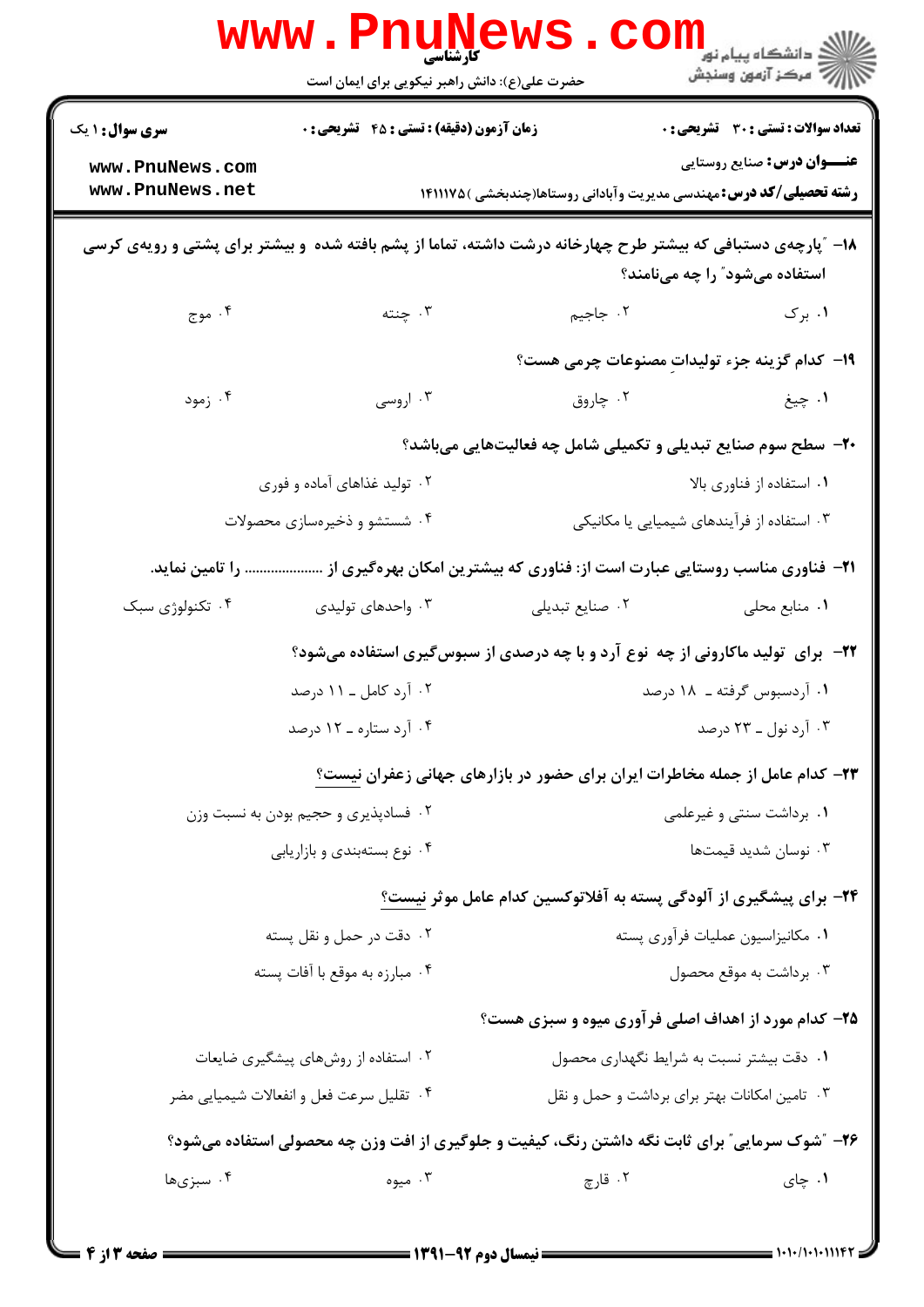۱۸- "پارچه‌ی دستبافی که بیشتر طرح چهارخانه درشت داشته، تماما از پشم بافته شده و بیشتر برای پشتی و رویه‌ی کرسی استفاده می‌شود" را چه می‌نامند؟

۱. برک
۲. جاجیم
۳. چنته
۴. موج

۱۹- کدام گزینه جزء تولیداتِ مصنوعات چرمی هست؟

۱. چیغ
۲. چاروق
۳. اروسی
۴. زموذ

۲۰- سطح سوم صنایع تبدیلی و تکمیلی شامل چه فعالیت‌هایی می‌باشد؟

۱. استفاده از فناوری بالا
۲. تولید غذاهای آماده و فوری
۳. استفاده از فرآیندهای شیمیایی یا مکانیکی
۴. شستشو و ذخیره‌سازی محصولات

۲۱- فناوری مناسب روستایی عبارت است از: فناوری که بیشترین امکان بهره‌گیری از .................... را تامین نماید.

۱. منابع محلی
۲. صنایع تبدیلی
۳. واحدهای تولیدی
۴. تکنولوژی سبک

۲۲- برای تولید ماکارونی از چه نوع آرد و با چه درصدی از سبوس‌گیری استفاده می‌شود؟

۱. آردسبوس گرفته ـ ۱۸ درصد
۲. آرد کامل ـ ۱۱ درصد
۳. آرد نول ـ ۲۳ درصد
۴. آرد ستاره ـ ۱۲ درصد

۲۳- کدام عامل از جمله مخاطرات ایران برای حضور در بازارهای جهانی زعفران نیست؟

۱. برداشت سنتی و غیرعلمی
۲. فسادپذیری و حجیم بودن به نسبت وزن
۳. نوسان شدید قیمت‌ها
۴. نوع بسته‌بندی و بازاریابی

۲۴- برای پیشگیری از آلودگی پسته به آفلاتوکسین کدام عامل موثر نیست؟

۱. مکانیزاسیون عملیات فرآوری پسته
۲. دقت در حمل و نقل پسته
۳. برداشت به موقع محصول
۴. مبارزه به موقع با آفات پسته

۲۵- کدام مورد از اهداف اصلی فرآوری میوه و سبزی هست؟

۱. دقت بیشتر نسبت به شرایط نگهداری محصول
۲. استفاده از روش‌های پیشگیری ضایعات
۳. تامین امکانات بهتر برای برداشت و حمل و نقل
۴. تقلیل سرعت فعل و انفعالات شیمیایی مضر

۲۶- "شوک سرمایی" برای ثابت نگه داشتن رنگ، کیفیت و جلوگیری از افت وزن چه محصولی استفاده می‌شود؟

۱. چای
۲. قارچ
۳. میوه
۴. سبزی‌ها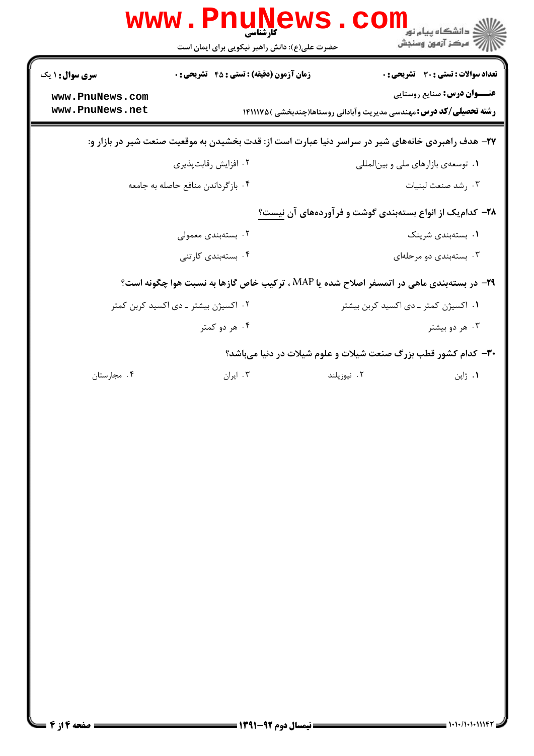**۲۷- هدف راهبردی خانه‌های شیر در سراسر دنیا عبارت است از: قدت بخشیدن به موقعیت صنعت شیر در بازار و:**

۱. توسعه‌ی بازارهای ملی و بین‌المللی

۲. افزایش رقابت‌پذیری

۳. رشد صنعت لبنیات

۴. بازگرداندن منافع حاصله به جامعه

**۲۸- کدام‌یک از انواع بسته‌بندی گوشت و فرآورده‌های آن نیست؟**

۱. بسته‌بندی شرینک

۲. بسته‌بندی معمولی

۳. بسته‌بندی دو مرحله‌ای

۴. بسته‌بندی کارتنی

**۲۹- در بسته‌بندی ماهی در اتمسفر اصلاح شده یا MAP ، ترکیب خاص گازها به نسبت هوا چگونه است؟**

۱. اکسیژن کمتر ـ دی اکسید کربن بیشتر

۲. اکسیژن بیشتر ـ دی اکسید کربن کمتر

۳. هر دو بیشتر

۴. هر دو کمتر

**۳۰- کدام کشور قطب بزرگ صنعت شیلات و علوم شیلات در دنیا می‌باشد؟**

۱. ژاپن

۲. نیوزیلند

۳. ایران

۴. مجارستان